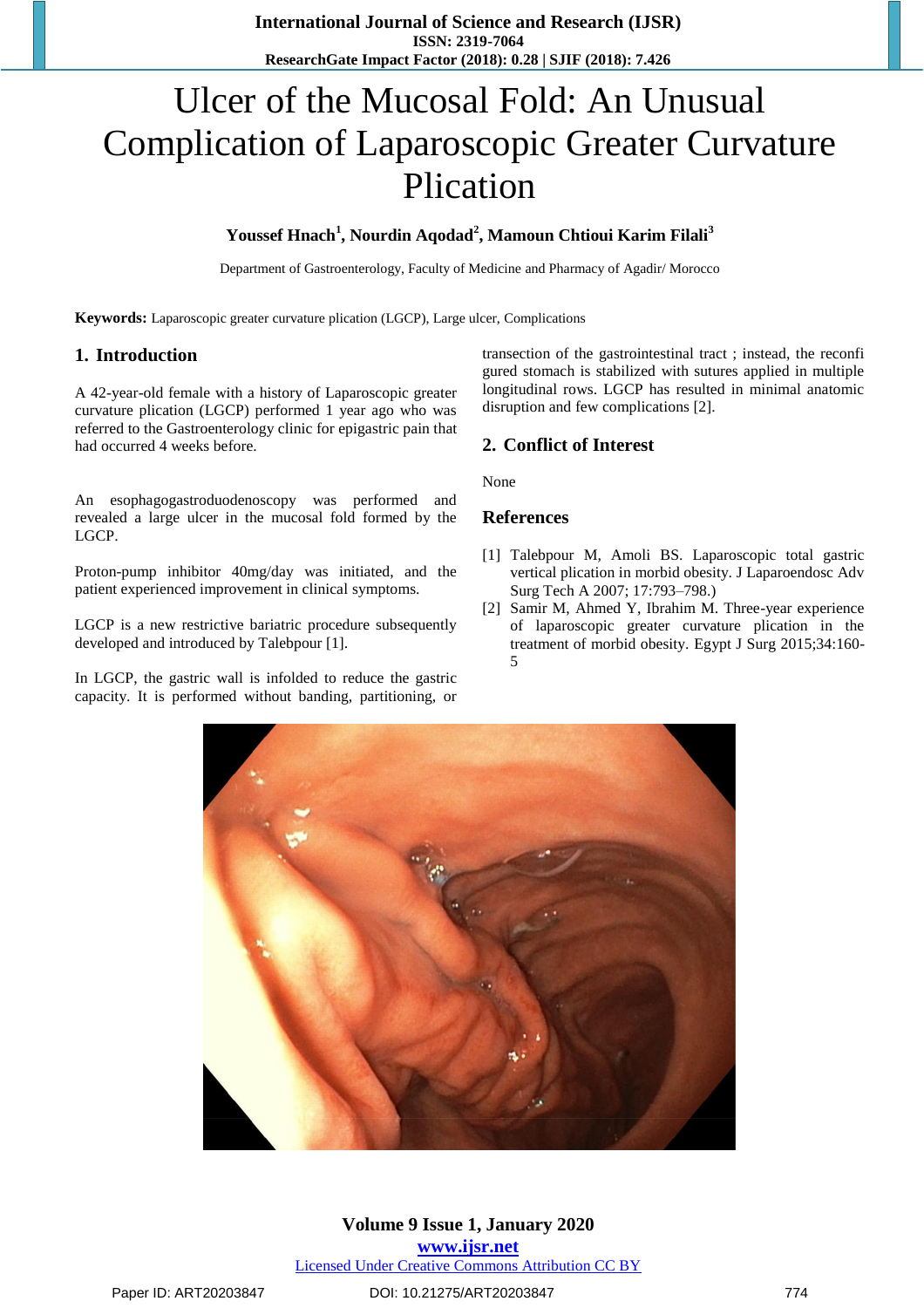# Ulcer of the Mucosal Fold: An Unusual Complication of Laparoscopic Greater Curvature Plication

**Youssef Hnach[1], Nourdin Aqodad[2], Mamoun Chtioui Karim Filali[3]**

Department of Gastroenterology, Faculty of Medicine and Pharmacy of Agadir/ Morocco

**Keywords:** Laparoscopic greater curvature plication (LGCP), Large ulcer, Complications

## 1. Introduction

A 42-year-old female with a history of Laparoscopic greater curvature plication (LGCP) performed 1 year ago who was referred to the Gastroenterology clinic for epigastric pain that had occurred 4 weeks before.

An esophagogastroduodenoscopy was performed and revealed a large ulcer in the mucosal fold formed by the LGCP.

Proton-pump inhibitor 40mg/day was initiated, and the patient experienced improvement in clinical symptoms.

LGCP is a new restrictive bariatric procedure subsequently developed and introduced by Talebpour [1].

In LGCP, the gastric wall is infolded to reduce the gastric capacity. It is performed without banding, partitioning, or transection of the gastrointestinal tract ; instead, the reconfigured stomach is stabilized with sutures applied in multiple longitudinal rows. LGCP has resulted in minimal anatomic disruption and few complications [2].

## 2. Conflict of Interest

None

## References

[1] Talebpour M, Amoli BS. Laparoscopic total gastric vertical plication in morbid obesity. J Laparoendosc Adv Surg Tech A 2007; 17:793–798.)

[2] Samir M, Ahmed Y, Ibrahim M. Three-year experience of laparoscopic greater curvature plication in the treatment of morbid obesity. Egypt J Surg 2015;34:160-5